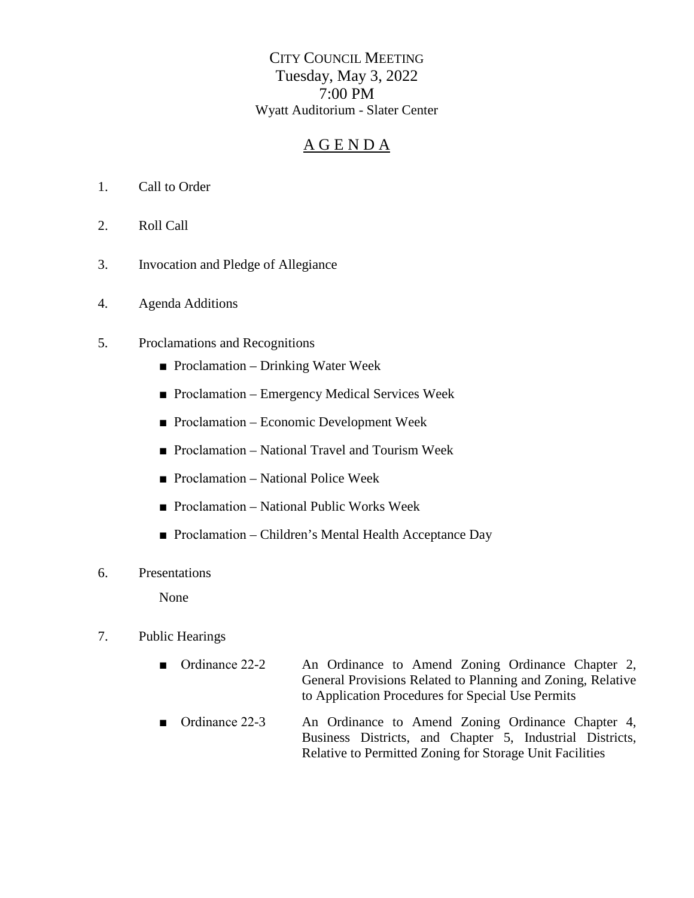# CITY COUNCIL MEETING

Tuesday, May 3, 2022
7:00 PM
Wyatt Auditorium - Slater Center

## A G E N D A

1. Call to Order

2. Roll Call

3. Invocation and Pledge of Allegiance

4. Agenda Additions

5. Proclamations and Recognitions
   - Proclamation – Drinking Water Week
   - Proclamation – Emergency Medical Services Week
   - Proclamation – Economic Development Week
   - Proclamation – National Travel and Tourism Week
   - Proclamation – National Police Week
   - Proclamation – National Public Works Week
   - Proclamation – Children's Mental Health Acceptance Day

6. Presentations

   None

7. Public Hearings
   - Ordinance 22-2 — An Ordinance to Amend Zoning Ordinance Chapter 2, General Provisions Related to Planning and Zoning, Relative to Application Procedures for Special Use Permits
   - Ordinance 22-3 — An Ordinance to Amend Zoning Ordinance Chapter 4, Business Districts, and Chapter 5, Industrial Districts, Relative to Permitted Zoning for Storage Unit Facilities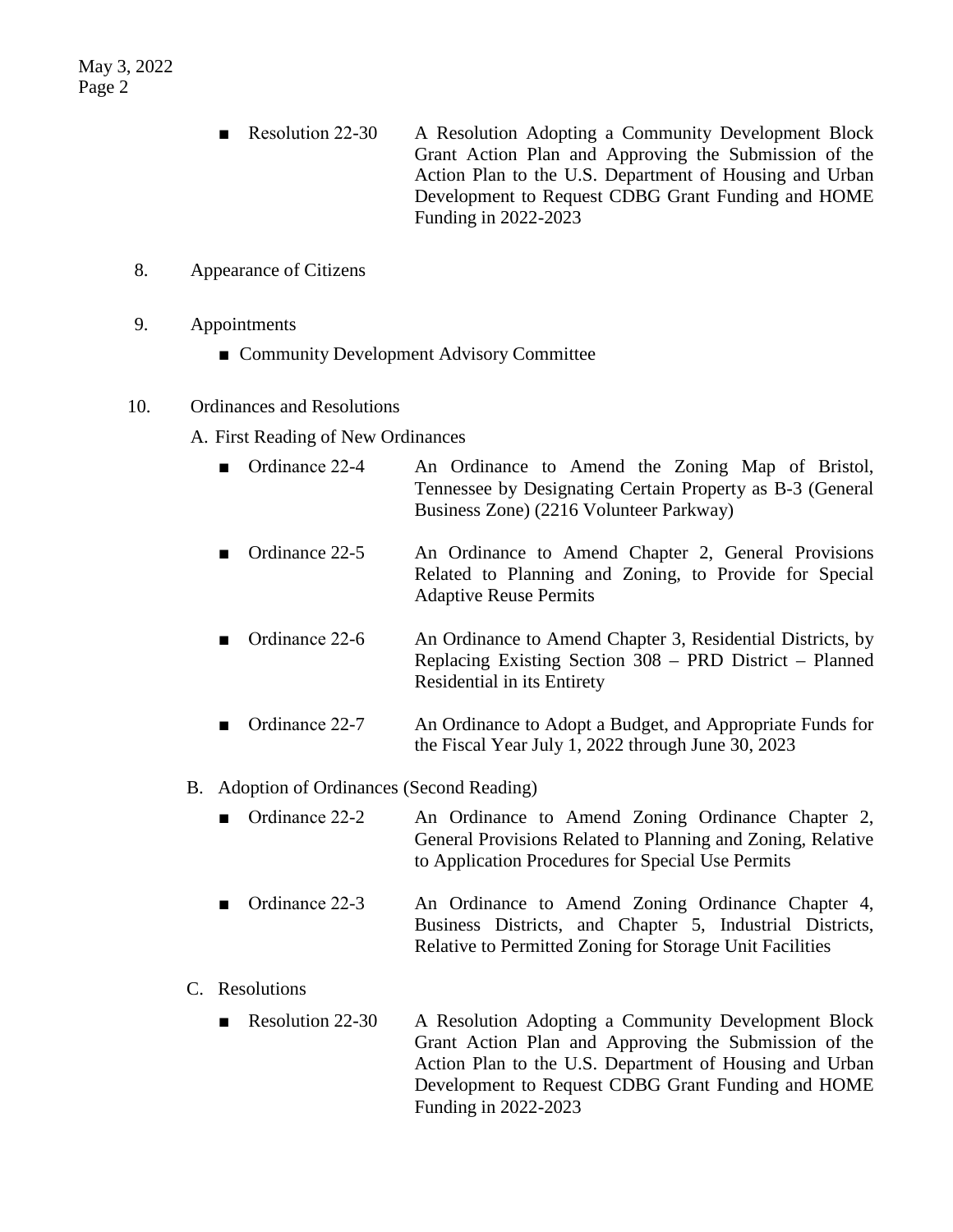- Resolution 22-30 — A Resolution Adopting a Community Development Block Grant Action Plan and Approving the Submission of the Action Plan to the U.S. Department of Housing and Urban Development to Request CDBG Grant Funding and HOME Funding in 2022-2023

8. Appearance of Citizens

9. Appointments

   - Community Development Advisory Committee

10. Ordinances and Resolutions

    A. First Reading of New Ordinances

    - Ordinance 22-4 — An Ordinance to Amend the Zoning Map of Bristol, Tennessee by Designating Certain Property as B-3 (General Business Zone) (2216 Volunteer Parkway)
    - Ordinance 22-5 — An Ordinance to Amend Chapter 2, General Provisions Related to Planning and Zoning, to Provide for Special Adaptive Reuse Permits
    - Ordinance 22-6 — An Ordinance to Amend Chapter 3, Residential Districts, by Replacing Existing Section 308 – PRD District – Planned Residential in its Entirety
    - Ordinance 22-7 — An Ordinance to Adopt a Budget, and Appropriate Funds for the Fiscal Year July 1, 2022 through June 30, 2023

    B. Adoption of Ordinances (Second Reading)

    - Ordinance 22-2 — An Ordinance to Amend Zoning Ordinance Chapter 2, General Provisions Related to Planning and Zoning, Relative to Application Procedures for Special Use Permits
    - Ordinance 22-3 — An Ordinance to Amend Zoning Ordinance Chapter 4, Business Districts, and Chapter 5, Industrial Districts, Relative to Permitted Zoning for Storage Unit Facilities

    C. Resolutions

    - Resolution 22-30 — A Resolution Adopting a Community Development Block Grant Action Plan and Approving the Submission of the Action Plan to the U.S. Department of Housing and Urban Development to Request CDBG Grant Funding and HOME Funding in 2022-2023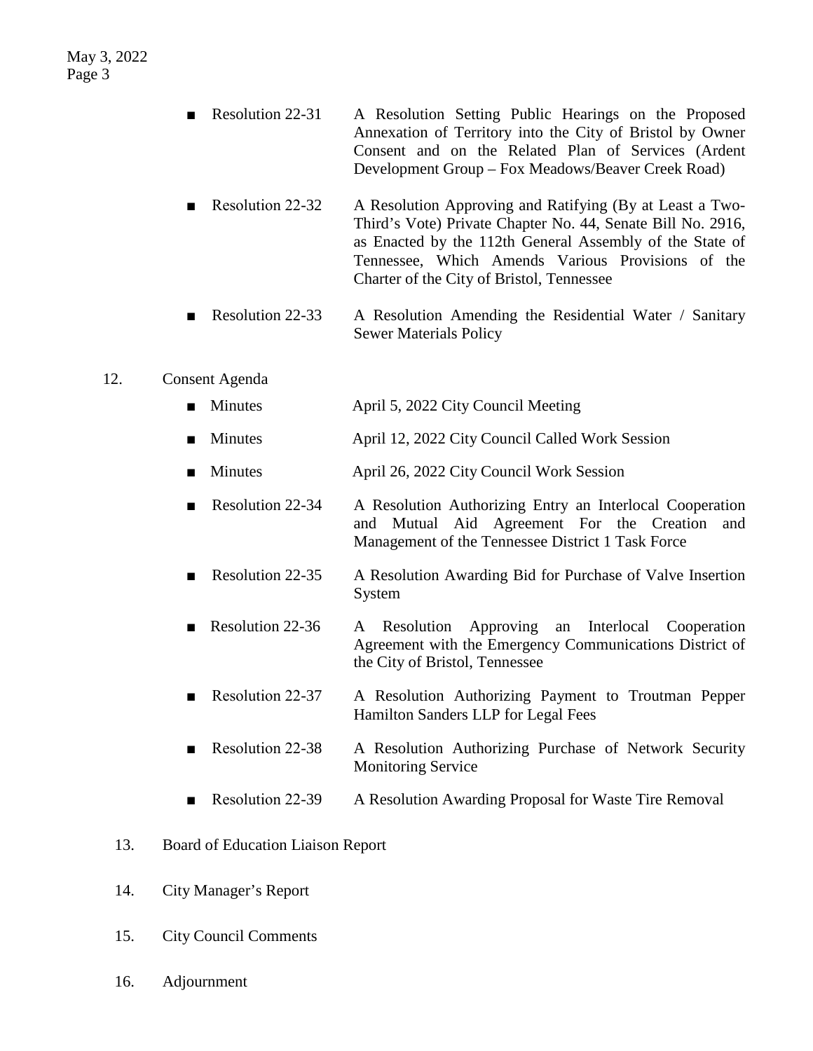- Resolution 22-31 — A Resolution Setting Public Hearings on the Proposed Annexation of Territory into the City of Bristol by Owner Consent and on the Related Plan of Services (Ardent Development Group – Fox Meadows/Beaver Creek Road)

- Resolution 22-32 — A Resolution Approving and Ratifying (By at Least a Two-Third's Vote) Private Chapter No. 44, Senate Bill No. 2916, as Enacted by the 112th General Assembly of the State of Tennessee, Which Amends Various Provisions of the Charter of the City of Bristol, Tennessee

- Resolution 22-33 — A Resolution Amending the Residential Water / Sanitary Sewer Materials Policy

12. Consent Agenda

    - Minutes — April 5, 2022 City Council Meeting
    - Minutes — April 12, 2022 City Council Called Work Session
    - Minutes — April 26, 2022 City Council Work Session
    - Resolution 22-34 — A Resolution Authorizing Entry an Interlocal Cooperation and Mutual Aid Agreement For the Creation and Management of the Tennessee District 1 Task Force
    - Resolution 22-35 — A Resolution Awarding Bid for Purchase of Valve Insertion System
    - Resolution 22-36 — A Resolution Approving an Interlocal Cooperation Agreement with the Emergency Communications District of the City of Bristol, Tennessee
    - Resolution 22-37 — A Resolution Authorizing Payment to Troutman Pepper Hamilton Sanders LLP for Legal Fees
    - Resolution 22-38 — A Resolution Authorizing Purchase of Network Security Monitoring Service
    - Resolution 22-39 — A Resolution Awarding Proposal for Waste Tire Removal

13. Board of Education Liaison Report

14. City Manager's Report

15. City Council Comments

16. Adjournment